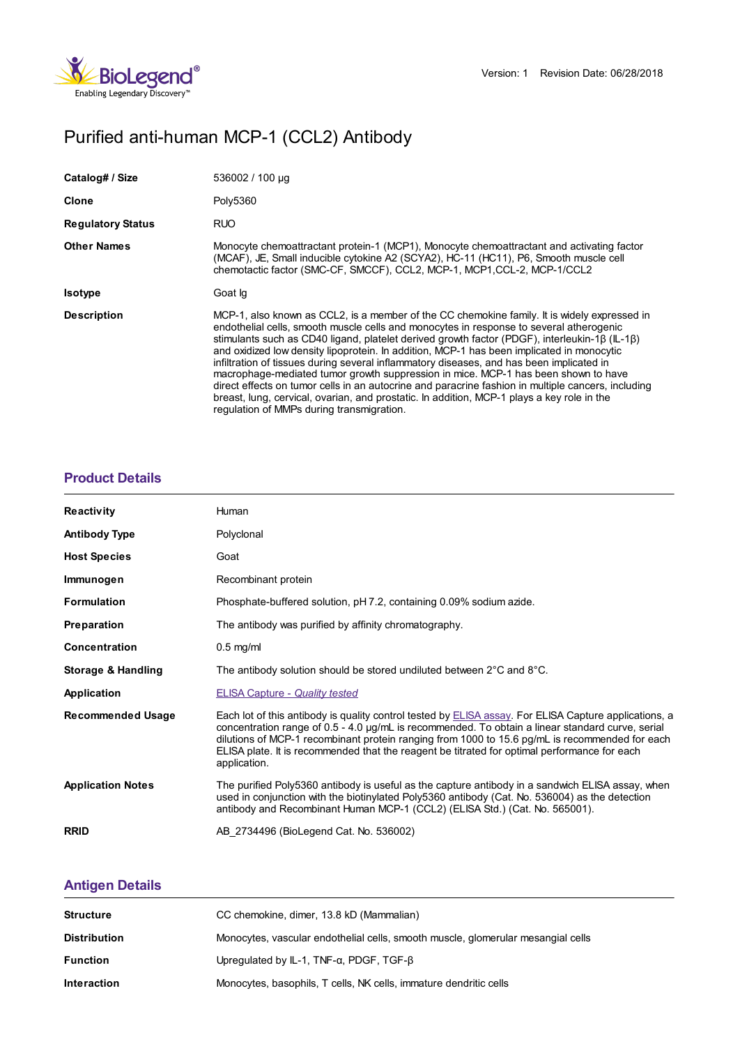Version: 1 Revision Date: 06/28/2018

# Purified anti-human MCP-1 (CCL2) Antibody

| | |
|---|---|
| **Catalog# / Size** | 536002 / 100 µg |
| **Clone** | Poly5360 |
| **Regulatory Status** | RUO |
| **Other Names** | Monocyte chemoattractant protein-1 (MCP1), Monocyte chemoattractant and activating factor (MCAF), JE, Small inducible cytokine A2 (SCYA2), HC-11 (HC11), P6, Smooth muscle cell chemotactic factor (SMC-CF, SMCCF), CCL2, MCP-1, MCP1,CCL-2, MCP-1/CCL2 |
| **Isotype** | Goat Ig |
| **Description** | MCP-1, also known as CCL2, is a member of the CC chemokine family. It is widely expressed in endothelial cells, smooth muscle cells and monocytes in response to several atherogenic stimulants such as CD40 ligand, platelet derived growth factor (PDGF), interleukin-1β (IL-1β) and oxidized low density lipoprotein. In addition, MCP-1 has been implicated in monocytic infiltration of tissues during several inflammatory diseases, and has been implicated in macrophage-mediated tumor growth suppression in mice. MCP-1 has been shown to have direct effects on tumor cells in an autocrine and paracrine fashion in multiple cancers, including breast, lung, cervical, ovarian, and prostatic. In addition, MCP-1 plays a key role in the regulation of MMPs during transmigration. |

## Product Details

| | |
|---|---|
| **Reactivity** | Human |
| **Antibody Type** | Polyclonal |
| **Host Species** | Goat |
| **Immunogen** | Recombinant protein |
| **Formulation** | Phosphate-buffered solution, pH 7.2, containing 0.09% sodium azide. |
| **Preparation** | The antibody was purified by affinity chromatography. |
| **Concentration** | 0.5 mg/ml |
| **Storage & Handling** | The antibody solution should be stored undiluted between 2°C and 8°C. |
| **Application** | ELISA Capture - *Quality tested* |
| **Recommended Usage** | Each lot of this antibody is quality control tested by ELISA assay. For ELISA Capture applications, a concentration range of 0.5 - 4.0 µg/mL is recommended. To obtain a linear standard curve, serial dilutions of MCP-1 recombinant protein ranging from 1000 to 15.6 pg/mL is recommended for each ELISA plate. It is recommended that the reagent be titrated for optimal performance for each application. |
| **Application Notes** | The purified Poly5360 antibody is useful as the capture antibody in a sandwich ELISA assay, when used in conjunction with the biotinylated Poly5360 antibody (Cat. No. 536004) as the detection antibody and Recombinant Human MCP-1 (CCL2) (ELISA Std.) (Cat. No. 565001). |
| **RRID** | AB_2734496 (BioLegend Cat. No. 536002) |

## Antigen Details

| | |
|---|---|
| **Structure** | CC chemokine, dimer, 13.8 kD (Mammalian) |
| **Distribution** | Monocytes, vascular endothelial cells, smooth muscle, glomerular mesangial cells |
| **Function** | Upregulated by IL-1, TNF-α, PDGF, TGF-β |
| **Interaction** | Monocytes, basophils, T cells, NK cells, immature dendritic cells |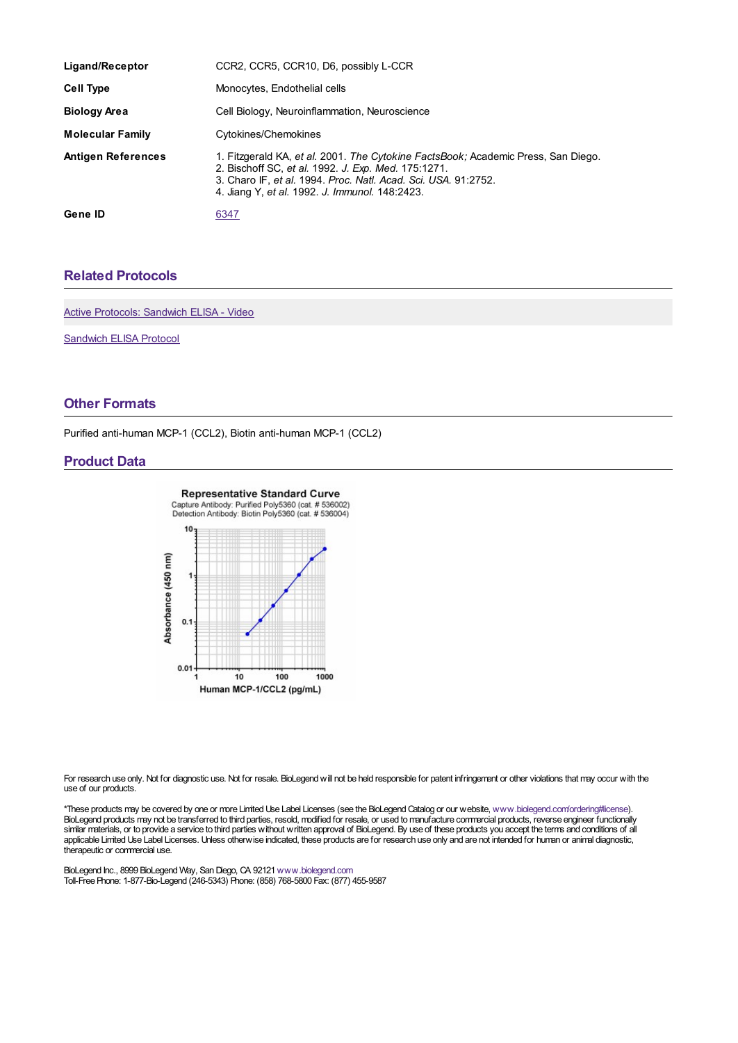| | |
|---|---|
| **Ligand/Receptor** | CCR2, CCR5, CCR10, D6, possibly L-CCR |
| **Cell Type** | Monocytes, Endothelial cells |
| **Biology Area** | Cell Biology, Neuroinflammation, Neuroscience |
| **Molecular Family** | Cytokines/Chemokines |
| **Antigen References** | 1. Fitzgerald KA, *et al.* 2001. *The Cytokine FactsBook;* Academic Press, San Diego.<br>2. Bischoff SC, *et al.* 1992. *J. Exp. Med.* 175:1271.<br>3. Charo IF, *et al.* 1994. *Proc. Natl. Acad. Sci. USA.* 91:2752.<br>4. Jiang Y, *et al.* 1992. *J. Immunol.* 148:2423. |
| **Gene ID** | 6347 |

## Related Protocols

Active Protocols: Sandwich ELISA - Video

Sandwich ELISA Protocol

## Other Formats

Purified anti-human MCP-1 (CCL2), Biotin anti-human MCP-1 (CCL2)

## Product Data

Representative Standard Curve

Capture Antibody: Purified Poly5360 (cat. # 536002)

Detection Antibody: Biotin Poly5360 (cat. # 536004)

Absorbance (450 nm)

10

1

0.1

0.01

1

10

100

1000

Human MCP-1/CCL2 (pg/mL)

For research use only. Not for diagnostic use. Not for resale. BioLegend will not be held responsible for patent infringement or other violations that may occur with the use of our products.

*These products may be covered by one or more Limited Use Label Licenses (see the BioLegend Catalog or our website, www.biolegend.com/ordering#license). BioLegend products may not be transferred to third parties, resold, modified for resale, or used to manufacture commercial products, reverse engineer functionally similar materials, or to provide a service to third parties without written approval of BioLegend. By use of these products you accept the terms and conditions of all applicable Limited Use Label Licenses. Unless otherwise indicated, these products are for research use only and are not intended for human or animal diagnostic, therapeutic or commercial use.

BioLegend Inc., 8999 BioLegend Way, San Diego, CA 92121 www.biolegend.com
Toll-Free Phone: 1-877-Bio-Legend (246-5343) Phone: (858) 768-5800 Fax: (877) 455-9587